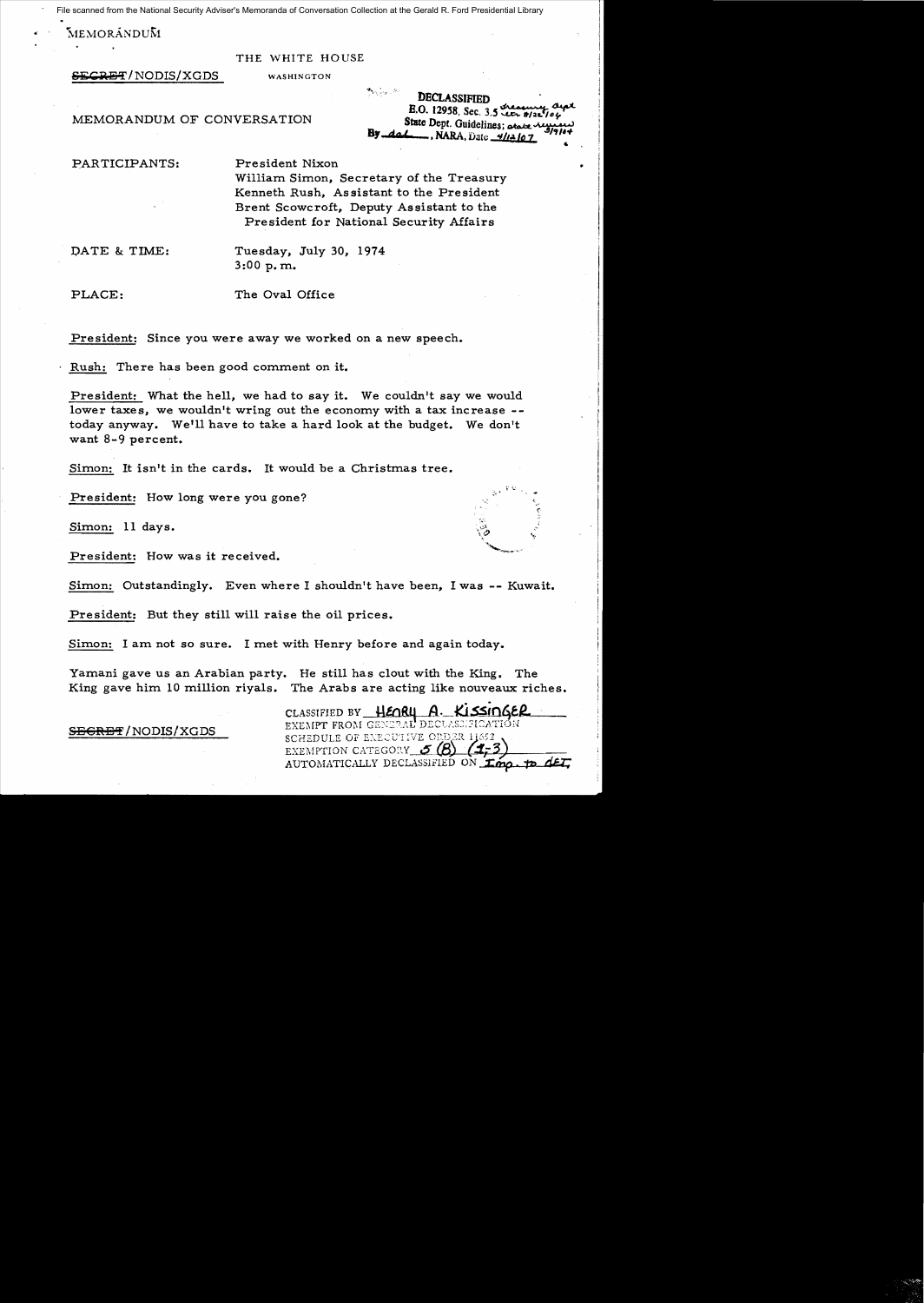File scanned from the National Security Adviser's Memoranda of Conversation Collection at the Gerald R. Ford Presidential Library

MEMORANDUM

THE WHITE HOUSE

WASHINGTON

~~SECRET~~/NODIS/XGDS

DECLASSIFIED
E.O. 12958, Sec. 3.5
State Dept. Guidelines
By dal, NARA, Date 4/12/07

MEMORANDUM OF CONVERSATION

PARTICIPANTS: President Nixon
William Simon, Secretary of the Treasury
Kenneth Rush, Assistant to the President
Brent Scowcroft, Deputy Assistant to the President for National Security Affairs

DATE & TIME: Tuesday, July 30, 1974
3:00 p.m.

PLACE: The Oval Office

President: Since you were away we worked on a new speech.

Rush: There has been good comment on it.

President: What the hell, we had to say it. We couldn't say we would lower taxes, we wouldn't wring out the economy with a tax increase -- today anyway. We'll have to take a hard look at the budget. We don't want 8-9 percent.

Simon: It isn't in the cards. It would be a Christmas tree.

President: How long were you gone?

Simon: 11 days.

President: How was it received.

Simon: Outstandingly. Even where I shouldn't have been, I was -- Kuwait.

President: But they still will raise the oil prices.

Simon: I am not so sure. I met with Henry before and again today.

Yamani gave us an Arabian party. He still has clout with the King. The King gave him 10 million riyals. The Arabs are acting like nouveaux riches.

~~SECRET~~/NODIS/XGDS

CLASSIFIED BY HENRY A. KISSINGER
EXEMPT FROM GENERAL DECLASSIFICATION
SCHEDULE OF EXECUTIVE ORDER 11652
EXEMPTION CATEGORY 5 (B) (1-3)
AUTOMATICALLY DECLASSIFIED ON Imp. to det.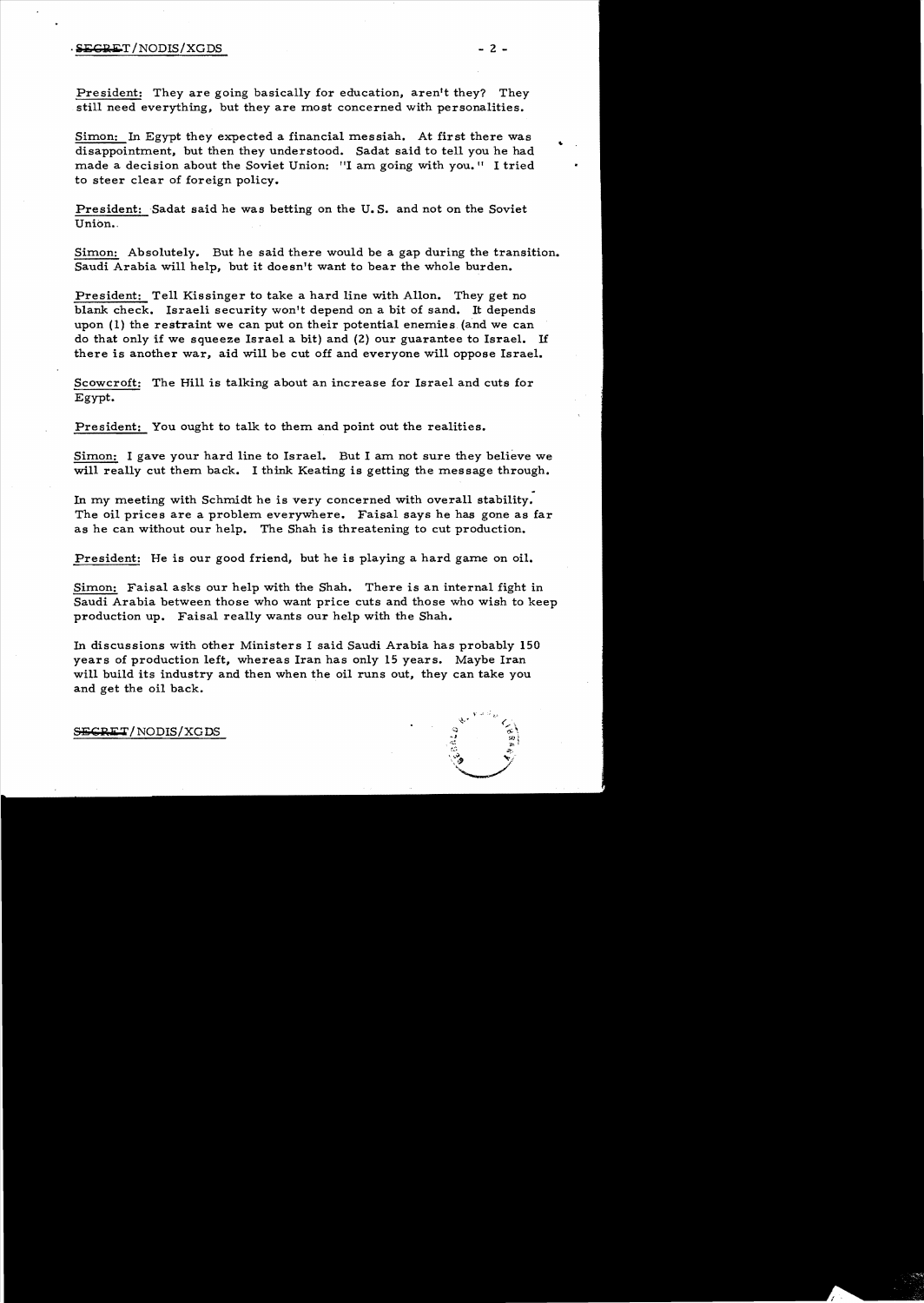President: They are going basically for education, aren't they? They still need everything, but they are most concerned with personalities.

Simon: In Egypt they expected a financial messiah. At first there was disappointment, but then they understood. Sadat said to tell you he had made a decision about the Soviet Union: "I am going with you." I tried to steer clear of foreign policy.

President: Sadat said he was betting on the U.S. and not on the Soviet Union.

Simon: Absolutely. But he said there would be a gap during the transition. Saudi Arabia will help, but it doesn't want to bear the whole burden.

President: Tell Kissinger to take a hard line with Allon. They get no blank check. Israeli security won't depend on a bit of sand. It depends upon (1) the restraint we can put on their potential enemies (and we can do that only if we squeeze Israel a bit) and (2) our guarantee to Israel. If there is another war, aid will be cut off and everyone will oppose Israel.

Scowcroft: The Hill is talking about an increase for Israel and cuts for Egypt.

President: You ought to talk to them and point out the realities.

Simon: I gave your hard line to Israel. But I am not sure they believe we will really cut them back. I think Keating is getting the message through.

In my meeting with Schmidt he is very concerned with overall stability. The oil prices are a problem everywhere. Faisal says he has gone as far as he can without our help. The Shah is threatening to cut production.

President: He is our good friend, but he is playing a hard game on oil.

Simon: Faisal asks our help with the Shah. There is an internal fight in Saudi Arabia between those who want price cuts and those who wish to keep production up. Faisal really wants our help with the Shah.

In discussions with other Ministers I said Saudi Arabia has probably 150 years of production left, whereas Iran has only 15 years. Maybe Iran will build its industry and then when the oil runs out, they can take you and get the oil back.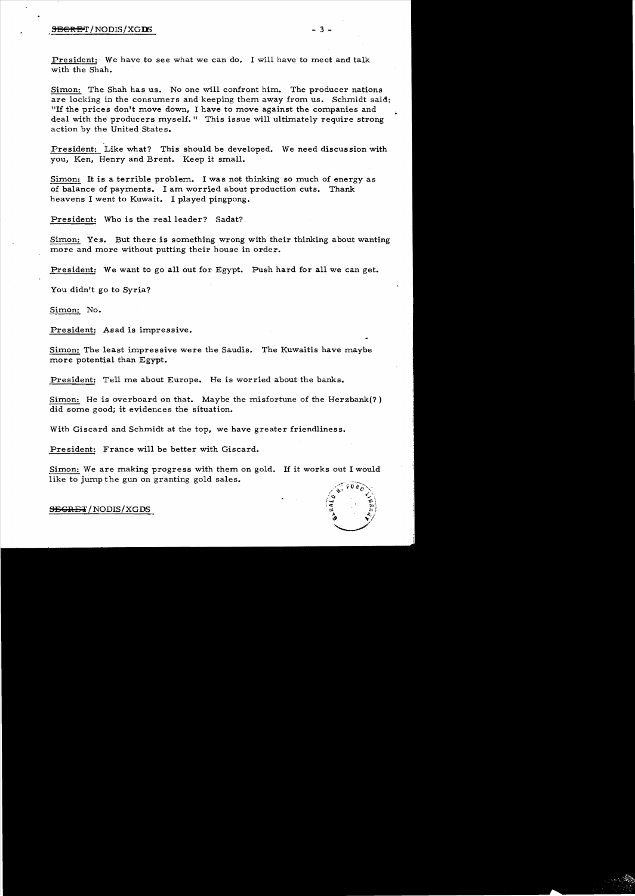President: We have to see what we can do. I will have to meet and talk with the Shah.

Simon: The Shah has us. No one will confront him. The producer nations are locking in the consumers and keeping them away from us. Schmidt said: "If the prices don't move down, I have to move against the companies and deal with the producers myself." This issue will ultimately require strong action by the United States.

President: Like what? This should be developed. We need discussion with you, Ken, Henry and Brent. Keep it small.

Simon: It is a terrible problem. I was not thinking so much of energy as of balance of payments. I am worried about production cuts. Thank heavens I went to Kuwait. I played pingpong.

President: Who is the real leader? Sadat?

Simon: Yes. But there is something wrong with their thinking about wanting more and more without putting their house in order.

President: We want to go all out for Egypt. Push hard for all we can get.

You didn't go to Syria?

Simon: No.

President: Asad is impressive.

Simon: The least impressive were the Saudis. The Kuwaitis have maybe more potential than Egypt.

President: Tell me about Europe. He is worried about the banks.

Simon: He is overboard on that. Maybe the misfortune of the Herzbank(?) did some good; it evidences the situation.

With Giscard and Schmidt at the top, we have greater friendliness.

President: France will be better with Giscard.

Simon: We are making progress with them on gold. If it works out I would like to jump the gun on granting gold sales.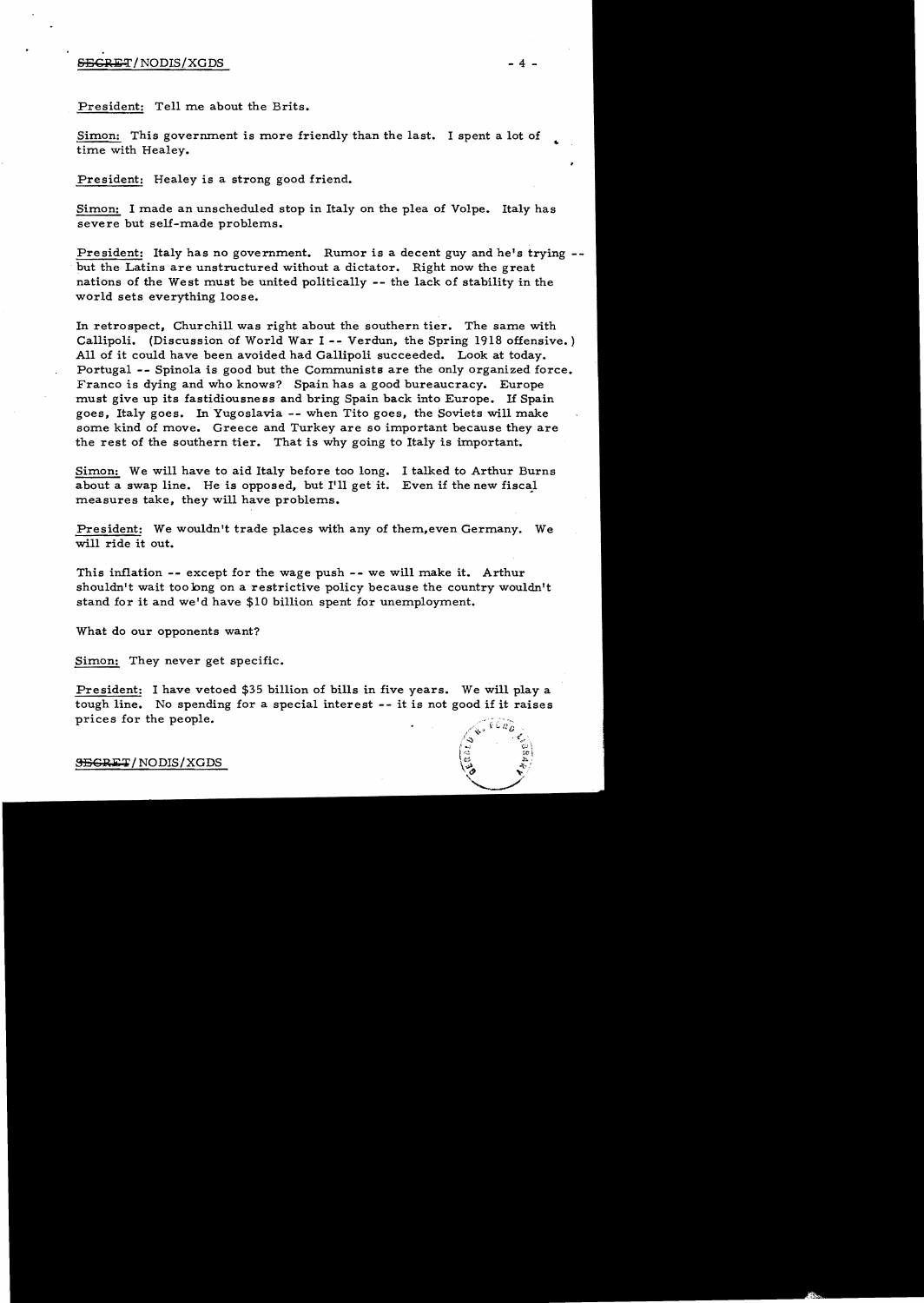President: Tell me about the Brits.

Simon: This government is more friendly than the last. I spent a lot of time with Healey.

President: Healey is a strong good friend.

Simon: I made an unscheduled stop in Italy on the plea of Volpe. Italy has severe but self-made problems.

President: Italy has no government. Rumor is a decent guy and he's trying -- but the Latins are unstructured without a dictator. Right now the great nations of the West must be united politically -- the lack of stability in the world sets everything loose.

In retrospect, Churchill was right about the southern tier. The same with Callipoli. (Discussion of World War I -- Verdun, the Spring 1918 offensive.) All of it could have been avoided had Gallipoli succeeded. Look at today. Portugal -- Spinola is good but the Communists are the only organized force. Franco is dying and who knows? Spain has a good bureaucracy. Europe must give up its fastidiousness and bring Spain back into Europe. If Spain goes, Italy goes. In Yugoslavia -- when Tito goes, the Soviets will make some kind of move. Greece and Turkey are so important because they are the rest of the southern tier. That is why going to Italy is important.

Simon: We will have to aid Italy before too long. I talked to Arthur Burns about a swap line. He is opposed, but I'll get it. Even if the new fiscal measures take, they will have problems.

President: We wouldn't trade places with any of them, even Germany. We will ride it out.

This inflation -- except for the wage push -- we will make it. Arthur shouldn't wait too long on a restrictive policy because the country wouldn't stand for it and we'd have $10 billion spent for unemployment.

What do our opponents want?

Simon: They never get specific.

President: I have vetoed $35 billion of bills in five years. We will play a tough line. No spending for a special interest -- it is not good if it raises prices for the people.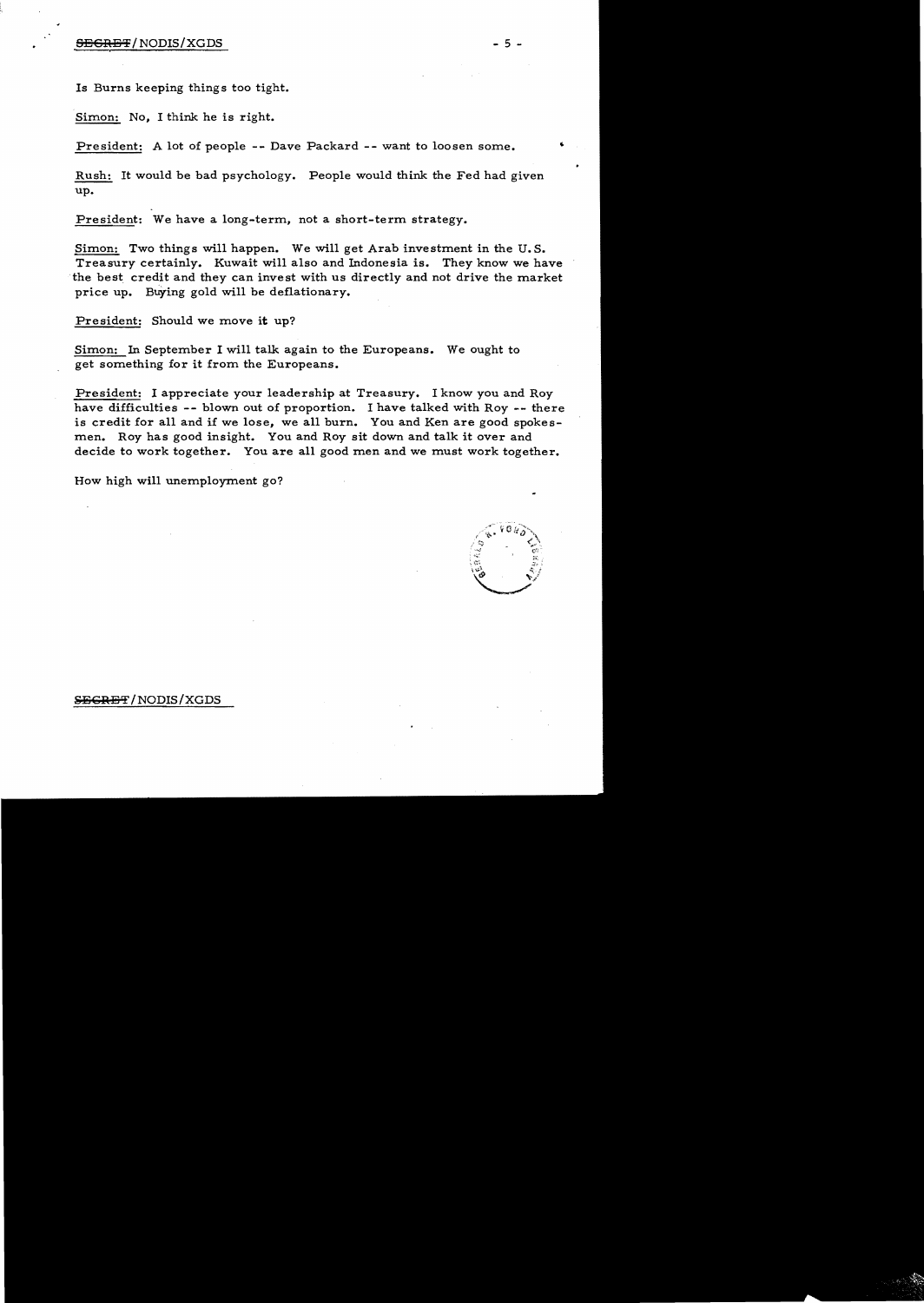Is Burns keeping things too tight.

Simon: No, I think he is right.

President: A lot of people -- Dave Packard -- want to loosen some.

Rush: It would be bad psychology. People would think the Fed had given up.

President: We have a long-term, not a short-term strategy.

Simon: Two things will happen. We will get Arab investment in the U.S. Treasury certainly. Kuwait will also and Indonesia is. They know we have the best credit and they can invest with us directly and not drive the market price up. Buying gold will be deflationary.

President: Should we move it up?

Simon: In September I will talk again to the Europeans. We ought to get something for it from the Europeans.

President: I appreciate your leadership at Treasury. I know you and Roy have difficulties -- blown out of proportion. I have talked with Roy -- there is credit for all and if we lose, we all burn. You and Ken are good spokesmen. Roy has good insight. You and Roy sit down and talk it over and decide to work together. You are all good men and we must work together.

How high will unemployment go?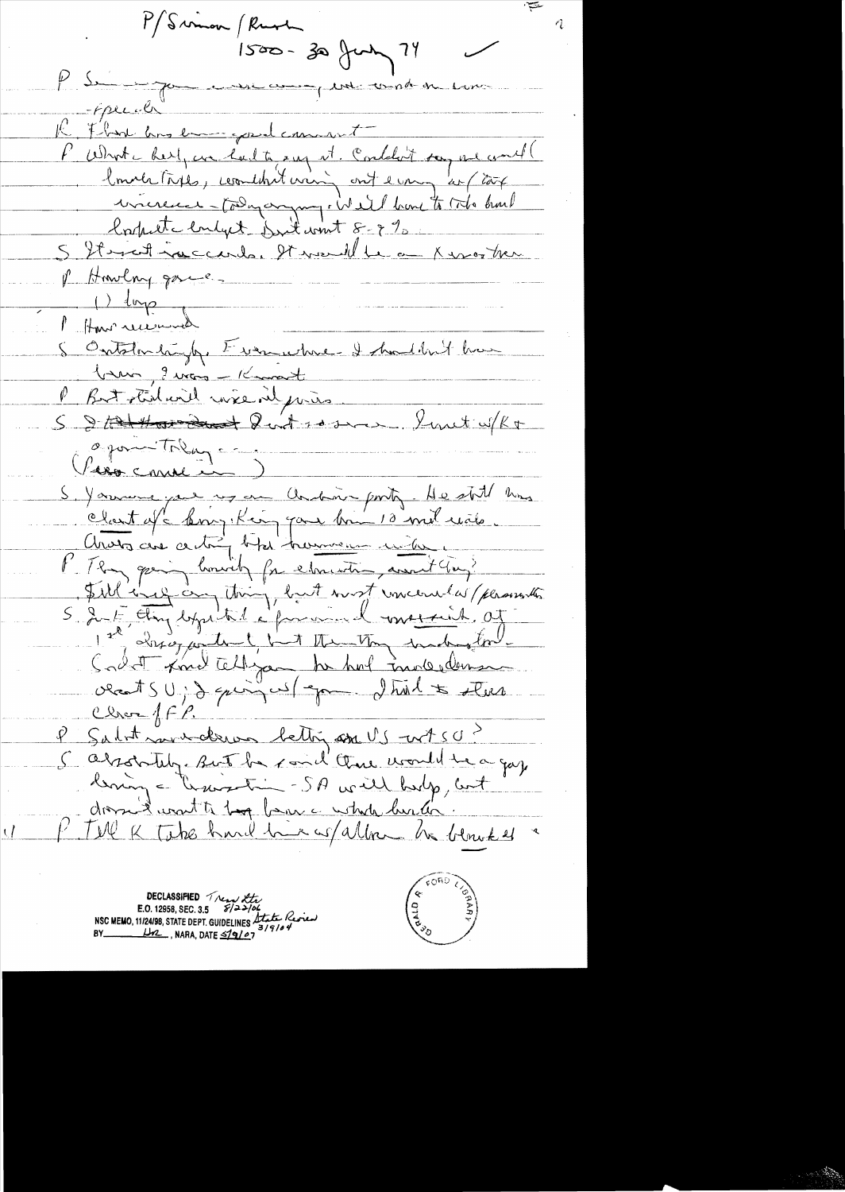P/Simon/Rush

1500 - 30 July 74

P So - you were away, were wind on economic speech

R Fiber has been good comment -

P What a hell, we had to say it. Couldn't say we would lower taxes, would be wrong - we'll tax increase - tough going. We'll have to take hard look at budget. But won't 8-9%.

S I react in accords. It would be a Keynesian

P Howling game.

() long

P How's weekend

S Outstandingly. Everywhere - I shouldn't have been, I was - Kuwait

P But that will ease oil prices

S I ~~did not~~ I don't so sure. I met w/ K & a group - Then ~~~ (Pres comes in)

S Yamani gave us an Arabian party. He still has clout after king. King gave him 10 mil watch. Arabs are acting like human when

P They going heavily for education, aren't they?

Still using anything, but most innocuous / pleasant.

S In E, they expected a formal meeting. At 1st disappointed, but then they understood. Sadat had told you he had made decision about SU; I going w/ you. I told to Ehrs Chm of FR.

P Sadat was serious betting on US not SU?

S Absolutely. But he said there would be a gap during a transition - SA will help, but doesn't want to have to make whole burden.

P Tell K take hard line w/ Allon. He blocked a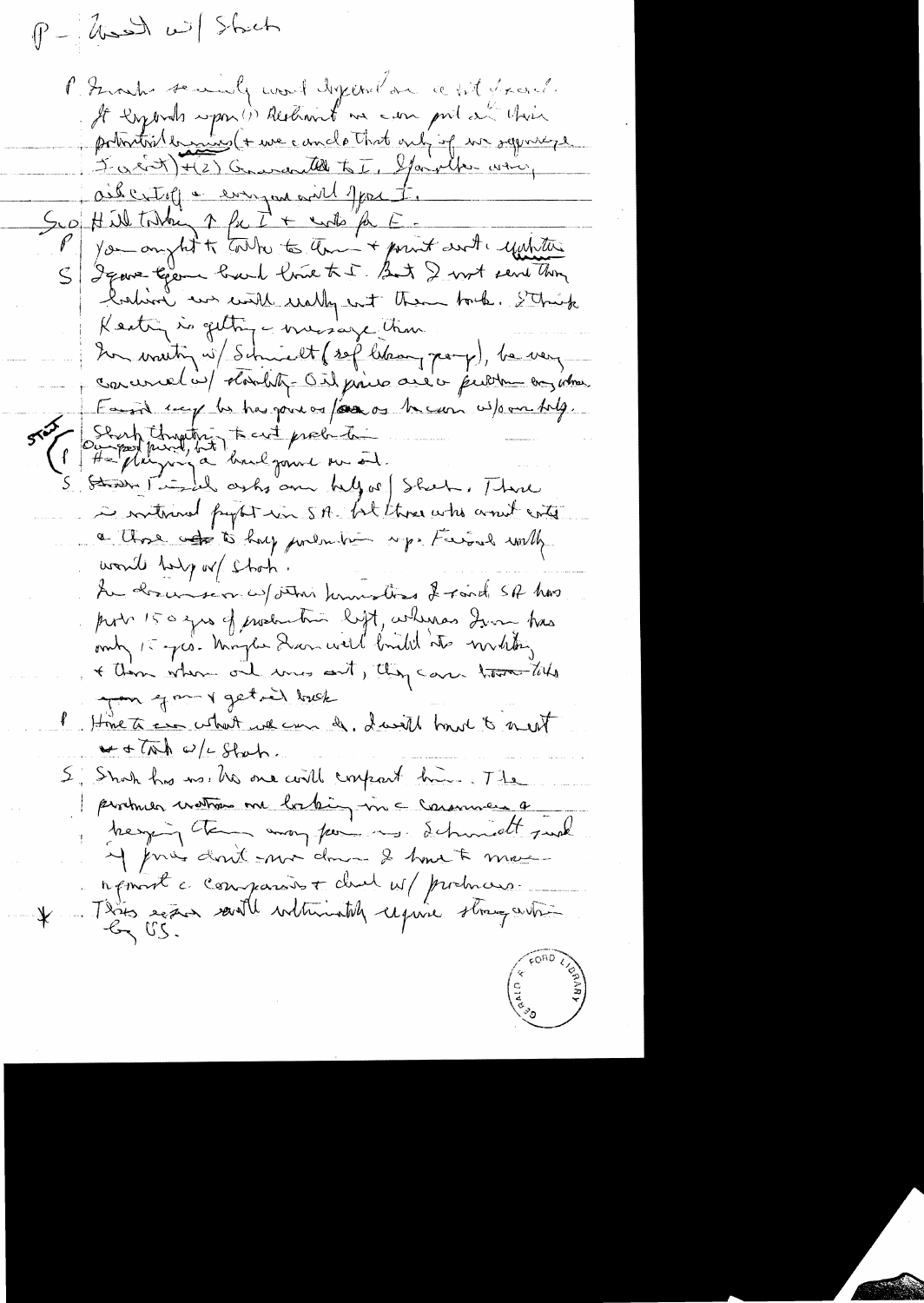P – Israel w/ Shah

P Israelis seem only want dependence on U.S. & Israel. It depends upon (1) Restraint we can put on their potential enemies (& we concede that only if we support I. against) + (2) Guarantee to I. If you alter either, and certify, everyone will oppose I.

Sco Hill talking up for I. + unity for E.

P You ought to talk to them + point out the uniqueness.

S I gave Gemayel hand line to I. But I don't send them behind our wall really out them back. I think Keating is getting a message through.

In meeting w/ Schmidt (self liberal people), he very concerned w/ stability. Oil prices are a problem. Everywhere Faisal says he has gone as far as he can w/o our help.

Start Shah thing to cut production. Oil price point, but his playing a bad game on oil.

S Shah Faisal asks our help w/ Shah. There is irrational fight in SA. But those who want cuts & those who want to keep production up. Faisal would help w/ Shah.

In discussion w/ other ministers I said SA has prob 150 yrs of production left, whereas Iran has only 15 yrs. Maybe Iran will build its industry & then when oil runs out, they can turn to us & get it back.

P Hone to see what we can do. I will have to meet & talk w/ Shah.

S Shah has no. No one will confront him. The producers watching are looking in a consumer & keeping them away from us. Schmidt said if price don't come down I have to make an agreement w/ companies & deal w/ producers.

* This issue will ultimately require strong action by US.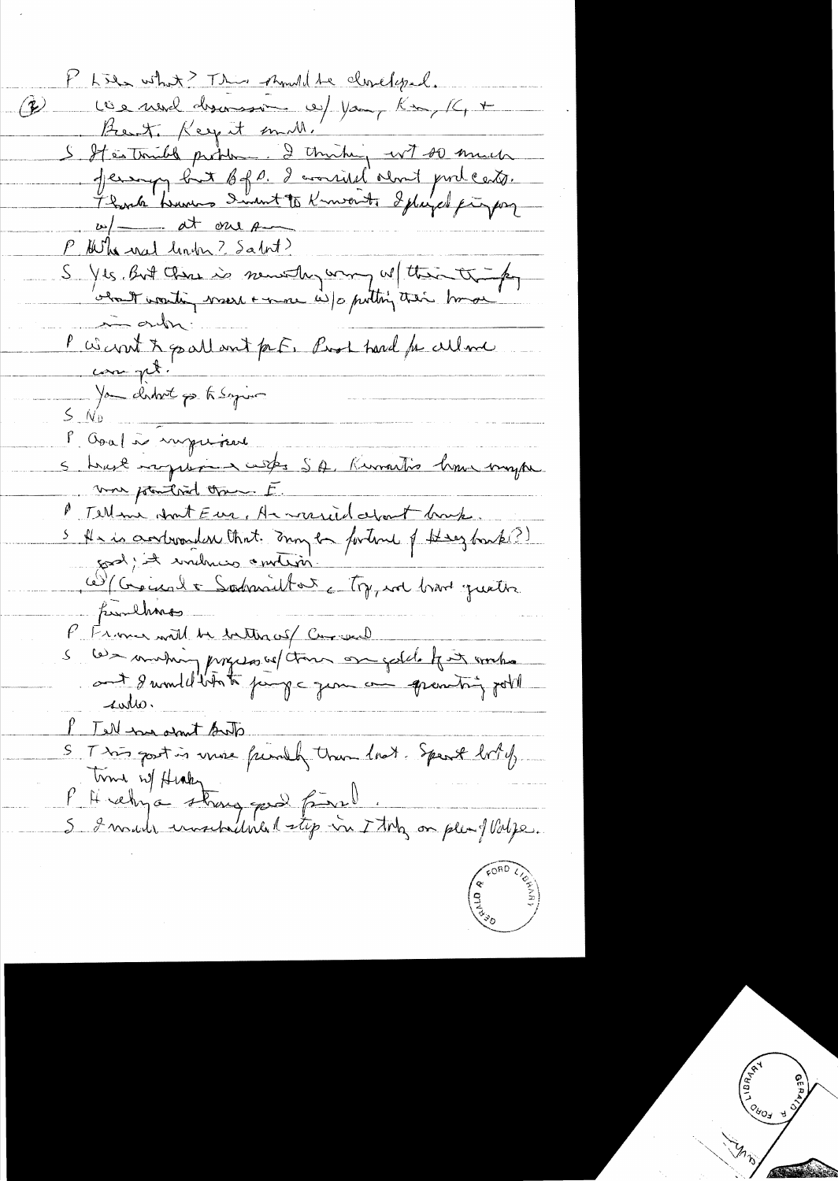P Like what? This should be developed.

(3) We need discussion w/ Yamani, Kissinger, K, + Brent. Keep it small.

S It's a terrible problem. I think it is not so much Jenny but BofA. I worried about producers. Thanks to Haynes I went to Kuwait. I played ping pong w/ ___ at one a.m.

P Who is real leader? Sabah?

S Yes. But there is something wrong w/ their thinking about wanting more + more w/o putting their house in order.

P We want to go all out for E. Boost hard for all we can get.

You didn't go to Saigon.

S No

P Oval is impressive.

S Most impressive was SA. Kuwaitis have maybe more potential than E.

P Tell me about Eur. He worried about bank.

S He is overblown that. Many lose fortune of Herstatt bank(?) good; it induces caution.

W/ Giscard + Schmidt at a trip, we had greater friendliness.

P France will be better w/ Giscard.

S We making progress w/ them on gold. But it works out I would like to fix a gem or granting gold sales.

P Tell me about Arab

S This guest is more friendly than last. Spent lot of time w/ Hinky

P He certainly a strong good friend.

S I made unscheduled stop in Italy on plea of Volpe.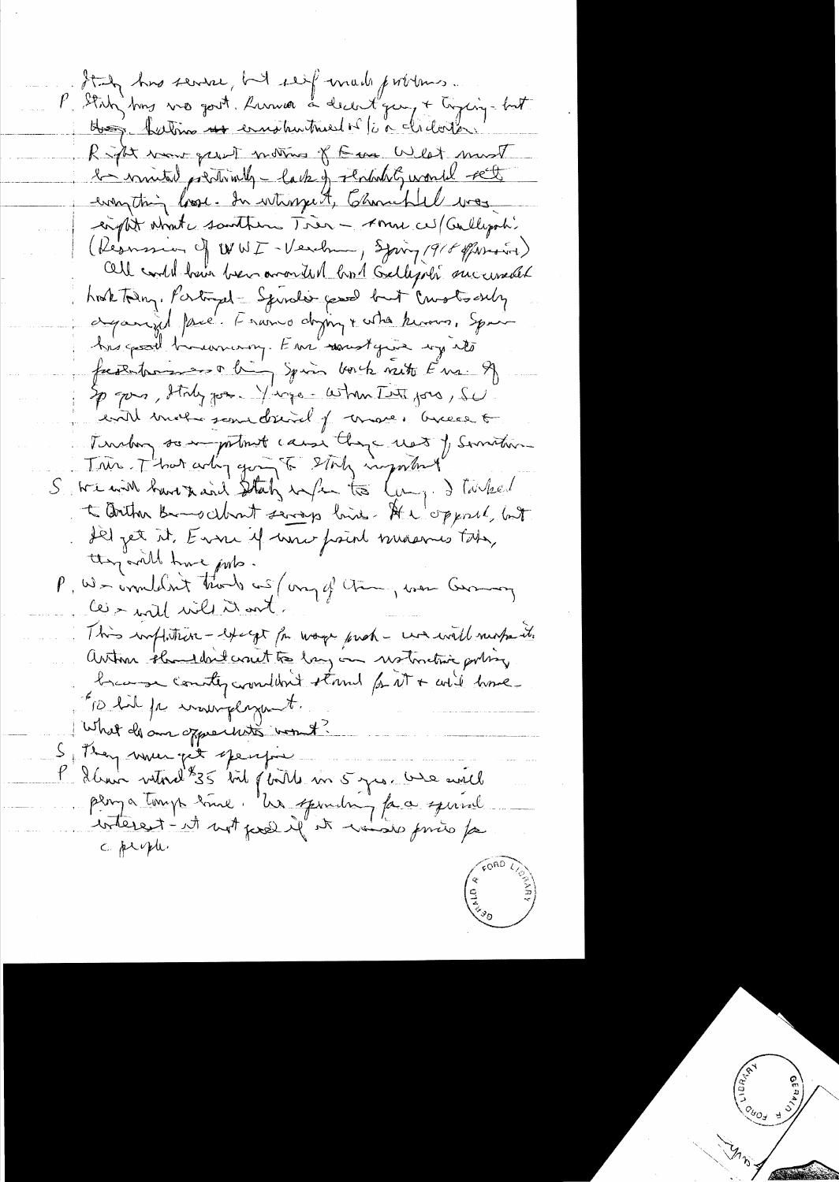Italy has serious, but self-made problems.

P Italy has no gov't. Russia a decent guy, + trying but they. Latins not constitutional - is a dictator.

Right now great nations of Eur. West must be united politically - lack of stability would set everything loose. In retrospect, Churchill was right about southern Tier - some w/Gallipoli. (Regression of WWI - Verdun, Spring 1918 offensive) All could have been avoided had Gallipoli succeeded

Look today. Portugal - Spinola good but Costa only organized force. Franco dying + who knows. Spain has good bureaucracy. Eur. must give up its prejudices + bring Spain back into Eur. If Sp goes, Italy goes. Yugo - when Tito goes, SU will make some kind of move. Greece & Turkey so important cause they rest of Southern Tier. That why going to Italy important

S We will have trouble getting Italy up to Lang. I talked to Arthur Burns about swaps line. He's opposed, but did get it. Even if and find measures taken, they will have problems.

P We wouldn't think of any of them, nor Germany. We will violate it.

This inflation - except for wage push - we will make it. Autumn should not want to bring on restrictive policy, because country couldn't stand for it + we'd have 10 bil for unemployment.

What do our opponents want?

S They never get specific

P I have voted $35 bil of bills in 5 yrs. We will play a tough line. We spending for a special interest - it not good if it raises prices for c people.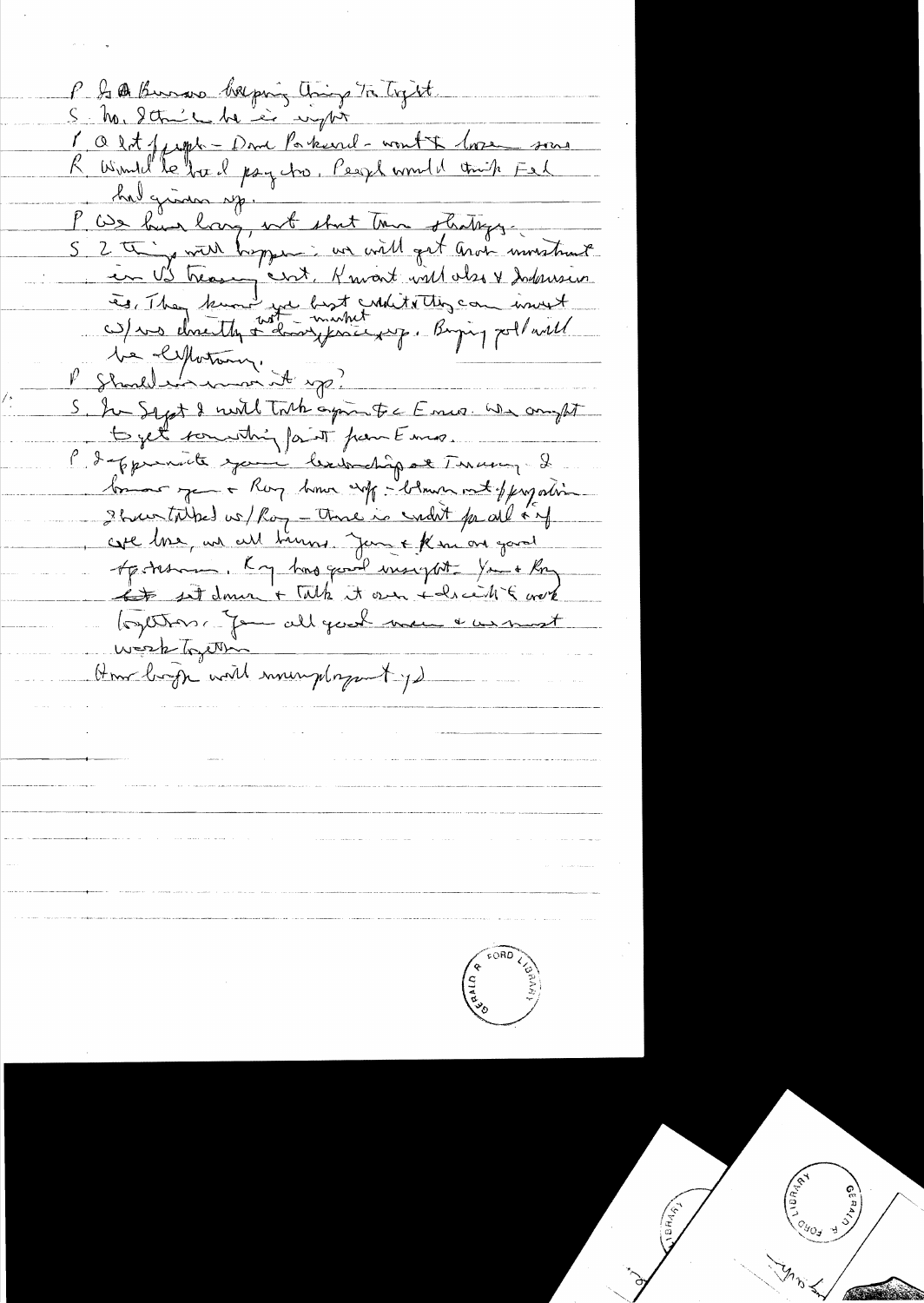P. [illegible] Burns helping things to tight.

S. No, I think he is right

P. A lot of people - Dave Packard - want to loosen some

R. Would be bad psycho. People would think Fed had given up.

P. We have long, not short term strategy.

S. 2 things will happen: we will get Arab investment in US treasury cert. Kuwait will also & Indonesia is. They know we best creditworthy can invest w/us directly & [not in market] do it privately. Buying gold will be inflationary.

P. Should we announce it up?

S. In Sept I will talk again to Emus. We ought to get something for it from Emus.

P. I appreciate your leadership at Treasury. I know you & Roy have differences of opinion. I have talked w/Roy - there is credit for all & if we lose, we all lose. You & Ken are good spokesmen. Roy has good insight. You & Roy [should] sit down & talk it over & decide & work together. You all good men & we must work together.

(Humphrey-Hawkins will unemployment ...)